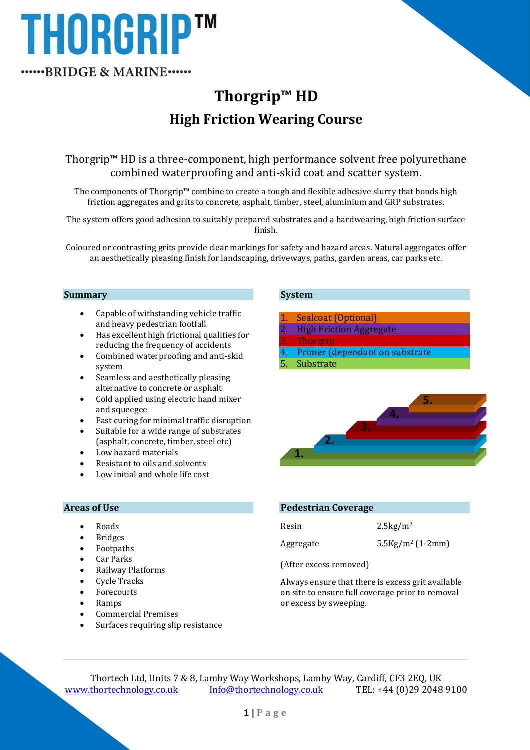# THORGRIP™

BRIDGE & MARINE

# Thorgrip™ HD

## High Friction Wearing Course

Thorgrip™ HD is a three-component, high performance solvent free polyurethane combined waterproofing and anti-skid coat and scatter system.

The components of Thorgrip™ combine to create a tough and flexible adhesive slurry that bonds high friction aggregates and grits to concrete, asphalt, timber, steel, aluminium and GRP substrates.

The system offers good adhesion to suitably prepared substrates and a hardwearing, high friction surface finish.

Coloured or contrasting grits provide clear markings for safety and hazard areas. Natural aggregates offer an aesthetically pleasing finish for landscaping, driveways, paths, garden areas, car parks etc.

### Summary

- Capable of withstanding vehicle traffic and heavy pedestrian footfall
- Has excellent high frictional qualities for reducing the frequency of accidents
- Combined waterproofing and anti-skid system
- Seamless and aesthetically pleasing alternative to concrete or asphalt
- Cold applied using electric hand mixer and squeegee
- Fast curing for minimal traffic disruption
- Suitable for a wide range of substrates (asphalt, concrete, timber, steel etc)
- Low hazard materials
- Resistant to oils and solvents
- Low initial and whole life cost

### System

1. Sealcoat (Optional)
2. High Friction Aggregate
3. Thorgrip
4. Primer (dependant on substrate
5. Substrate

### Areas of Use

- Roads
- Bridges
- Footpaths
- Car Parks
- Railway Platforms
- Cycle Tracks
- Forecourts
- Ramps
- Commercial Premises
- Surfaces requiring slip resistance

### Pedestrian Coverage

| | |
|---|---|
| Resin | 2.5kg/m$^2$ |
| Aggregate | 5.5Kg/m$^2$ (1-2mm) |

(After excess removed)

Always ensure that there is excess grit available on site to ensure full coverage prior to removal or excess by sweeping.

Thortech Ltd, Units 7 & 8, Lamby Way Workshops, Lamby Way, Cardiff, CF3 2EQ, UK
www.thortechnology.co.uk    Info@thortechnology.co.uk    TEL: +44 (0)29 2048 9100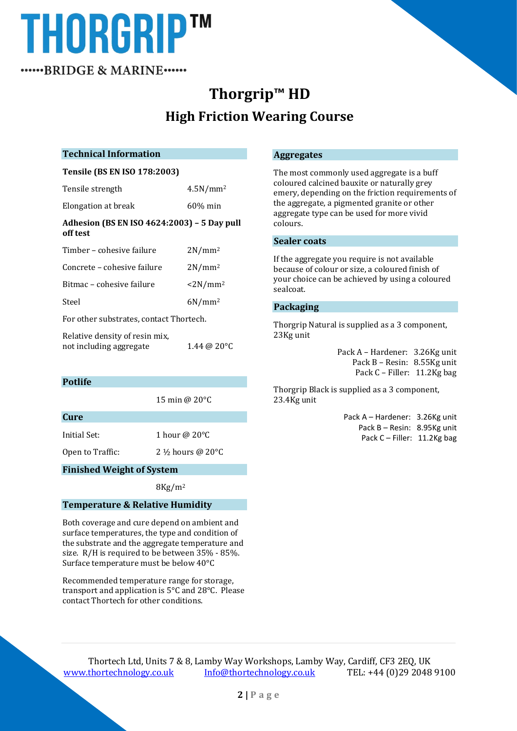THORGRIP™

••••••BRIDGE & MARINE••••••

# Thorgrip™ HD

## High Friction Wearing Course

### Technical Information

**Tensile (BS EN ISO 178:2003)**

| | |
|---|---|
| Tensile strength | 4.5N/mm$^2$ |
| Elongation at break | 60% min |

**Adhesion (BS EN ISO 4624:2003) – 5 Day pull off test**

| | |
|---|---|
| Timber – cohesive failure | 2N/mm$^2$ |
| Concrete – cohesive failure | 2N/mm$^2$ |
| Bitmac – cohesive failure | <2N/mm$^2$ |
| Steel | 6N/mm$^2$ |

For other substrates, contact Thortech.

| | |
|---|---|
| Relative density of resin mix, not including aggregate | 1.44 @ 20°C |

### Potlife

15 min @ 20°C

### Cure

| | |
|---|---|
| Initial Set: | 1 hour @ 20°C |
| Open to Traffic: | 2 ½ hours @ 20°C |

### Finished Weight of System

8Kg/m$^2$

### Temperature & Relative Humidity

Both coverage and cure depend on ambient and surface temperatures, the type and condition of the substrate and the aggregate temperature and size. R/H is required to be between 35% - 85%. Surface temperature must be below 40°C

Recommended temperature range for storage, transport and application is 5°C and 28°C. Please contact Thortech for other conditions.

### Aggregates

The most commonly used aggregate is a buff coloured calcined bauxite or naturally grey emery, depending on the friction requirements of the aggregate, a pigmented granite or other aggregate type can be used for more vivid colours.

### Sealer coats

If the aggregate you require is not available because of colour or size, a coloured finish of your choice can be achieved by using a coloured sealcoat.

### Packaging

Thorgrip Natural is supplied as a 3 component, 23Kg unit

| | |
|---|---|
| Pack A – Hardener: | 3.26Kg unit |
| Pack B – Resin: | 8.55Kg unit |
| Pack C – Filler: | 11.2Kg bag |

Thorgrip Black is supplied as a 3 component, 23.4Kg unit

| | |
|---|---|
| Pack A – Hardener: | 3.26Kg unit |
| Pack B – Resin: | 8.95Kg unit |
| Pack C – Filler: | 11.2Kg bag |

Thortech Ltd, Units 7 & 8, Lamby Way Workshops, Lamby Way, Cardiff, CF3 2EQ, UK

www.thortechnology.co.uk Info@thortechnology.co.uk TEL: +44 (0)29 2048 9100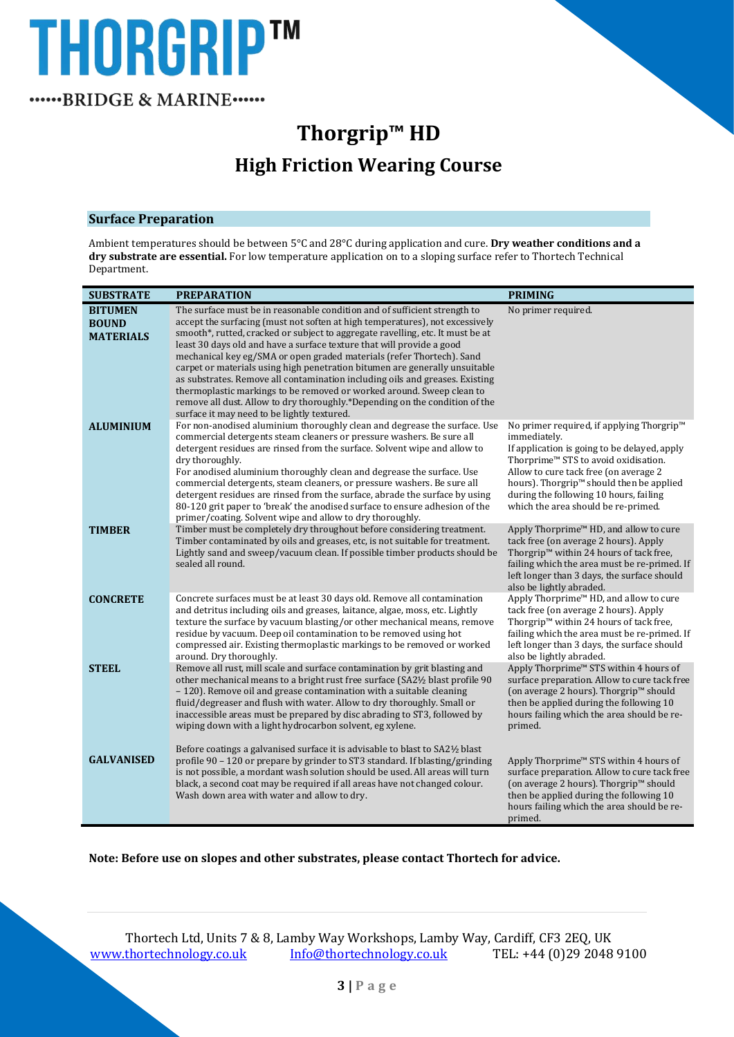# Thorgrip™ HD

## High Friction Wearing Course

### Surface Preparation

Ambient temperatures should be between 5°C and 28°C during application and cure. **Dry weather conditions and a dry substrate are essential.** For low temperature application on to a sloping surface refer to Thortech Technical Department.

| SUBSTRATE | PREPARATION | PRIMING |
|---|---|---|
| **BITUMEN BOUND MATERIALS** | The surface must be in reasonable condition and of sufficient strength to accept the surfacing (must not soften at high temperatures), not excessively smooth*, rutted, cracked or subject to aggregate ravelling, etc. It must be at least 30 days old and have a surface texture that will provide a good mechanical key eg/SMA or open graded materials (refer Thortech). Sand carpet or materials using high penetration bitumen are generally unsuitable as substrates. Remove all contamination including oils and greases. Existing thermoplastic markings to be removed or worked around. Sweep clean to remove all dust. Allow to dry thoroughly.*Depending on the condition of the surface it may need to be lightly textured. | No primer required. |
| **ALUMINIUM** | For non-anodised aluminium thoroughly clean and degrease the surface. Use commercial detergents steam cleaners or pressure washers. Be sure all detergent residues are rinsed from the surface. Solvent wipe and allow to dry thoroughly. For anodised aluminium thoroughly clean and degrease the surface. Use commercial detergents, steam cleaners, or pressure washers. Be sure all detergent residues are rinsed from the surface, abrade the surface by using 80-120 grit paper to 'break' the anodised surface to ensure adhesion of the primer/coating. Solvent wipe and allow to dry thoroughly. | No primer required, if applying Thorgrip™ immediately. If application is going to be delayed, apply Thorprime™ STS to avoid oxidisation. Allow to cure tack free (on average 2 hours). Thorgrip™ should then be applied during the following 10 hours, failing which the area should be re-primed. |
| **TIMBER** | Timber must be completely dry throughout before considering treatment. Timber contaminated by oils and greases, etc, is not suitable for treatment. Lightly sand and sweep/vacuum clean. If possible timber products should be sealed all round. | Apply Thorprime™ HD, and allow to cure tack free (on average 2 hours). Apply Thorgrip™ within 24 hours of tack free, failing which the area must be re-primed. If left longer than 3 days, the surface should also be lightly abraded. |
| **CONCRETE** | Concrete surfaces must be at least 30 days old. Remove all contamination and detritus including oils and greases, laitance, algae, moss, etc. Lightly texture the surface by vacuum blasting/or other mechanical means, remove residue by vacuum. Deep oil contamination to be removed using hot compressed air. Existing thermoplastic markings to be removed or worked around. Dry thoroughly. | Apply Thorprime™ HD, and allow to cure tack free (on average 2 hours). Apply Thorgrip™ within 24 hours of tack free, failing which the area must be re-primed. If left longer than 3 days, the surface should also be lightly abraded. |
| **STEEL** | Remove all rust, mill scale and surface contamination by grit blasting and other mechanical means to a bright rust free surface (SA2½ blast profile 90 – 120). Remove oil and grease contamination with a suitable cleaning fluid/degreaser and flush with water. Allow to dry thoroughly. Small or inaccessible areas must be prepared by disc abrading to ST3, followed by wiping down with a light hydrocarbon solvent, eg xylene. | Apply Thorprime™ STS within 4 hours of surface preparation. Allow to cure tack free (on average 2 hours). Thorgrip™ should then be applied during the following 10 hours failing which the area should be re-primed. |
| **GALVANISED** | Before coatings a galvanised surface it is advisable to blast to SA2½ blast profile 90 – 120 or prepare by grinder to ST3 standard. If blasting/grinding is not possible, a mordant wash solution should be used. All areas will turn black, a second coat may be required if all areas have not changed colour. Wash down area with water and allow to dry. | Apply Thorprime™ STS within 4 hours of surface preparation. Allow to cure tack free (on average 2 hours). Thorgrip™ should then be applied during the following 10 hours failing which the area should be re-primed. |

**Note: Before use on slopes and other substrates, please contact Thortech for advice.**

Thortech Ltd, Units 7 & 8, Lamby Way Workshops, Lamby Way, Cardiff, CF3 2EQ, UK
www.thortechnology.co.uk    Info@thortechnology.co.uk    TEL: +44 (0)29 2048 9100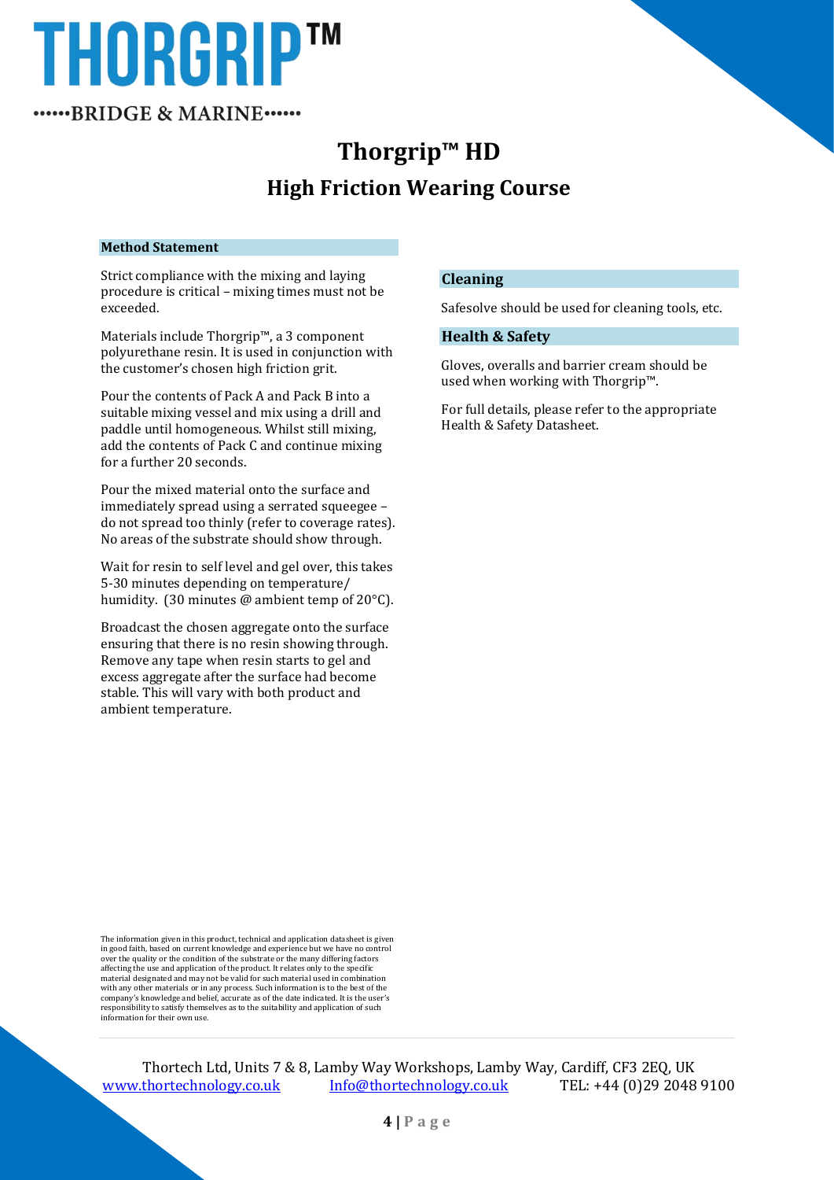# Thorgrip™ HD

## High Friction Wearing Course

### Method Statement

Strict compliance with the mixing and laying procedure is critical – mixing times must not be exceeded.

Materials include Thorgrip™, a 3 component polyurethane resin. It is used in conjunction with the customer's chosen high friction grit.

Pour the contents of Pack A and Pack B into a suitable mixing vessel and mix using a drill and paddle until homogeneous. Whilst still mixing, add the contents of Pack C and continue mixing for a further 20 seconds.

Pour the mixed material onto the surface and immediately spread using a serrated squeegee – do not spread too thinly (refer to coverage rates). No areas of the substrate should show through.

Wait for resin to self level and gel over, this takes 5-30 minutes depending on temperature/ humidity. (30 minutes @ ambient temp of 20°C).

Broadcast the chosen aggregate onto the surface ensuring that there is no resin showing through. Remove any tape when resin starts to gel and excess aggregate after the surface had become stable. This will vary with both product and ambient temperature.

### Cleaning

Safesolve should be used for cleaning tools, etc.

### Health & Safety

Gloves, overalls and barrier cream should be used when working with Thorgrip™.

For full details, please refer to the appropriate Health & Safety Datasheet.

The information given in this product, technical and application datasheet is given in good faith, based on current knowledge and experience but we have no control over the quality or the condition of the substrate or the many differing factors affecting the use and application of the product. It relates only to the specific material designated and may not be valid for such material used in combination with any other materials or in any process. Such information is to the best of the company's knowledge and belief, accurate as of the date indicated. It is the user's responsibility to satisfy themselves as to the suitability and application of such information for their own use.

Thortech Ltd, Units 7 & 8, Lamby Way Workshops, Lamby Way, Cardiff, CF3 2EQ, UK
www.thortechnology.co.uk Info@thortechnology.co.uk TEL: +44 (0)29 2048 9100